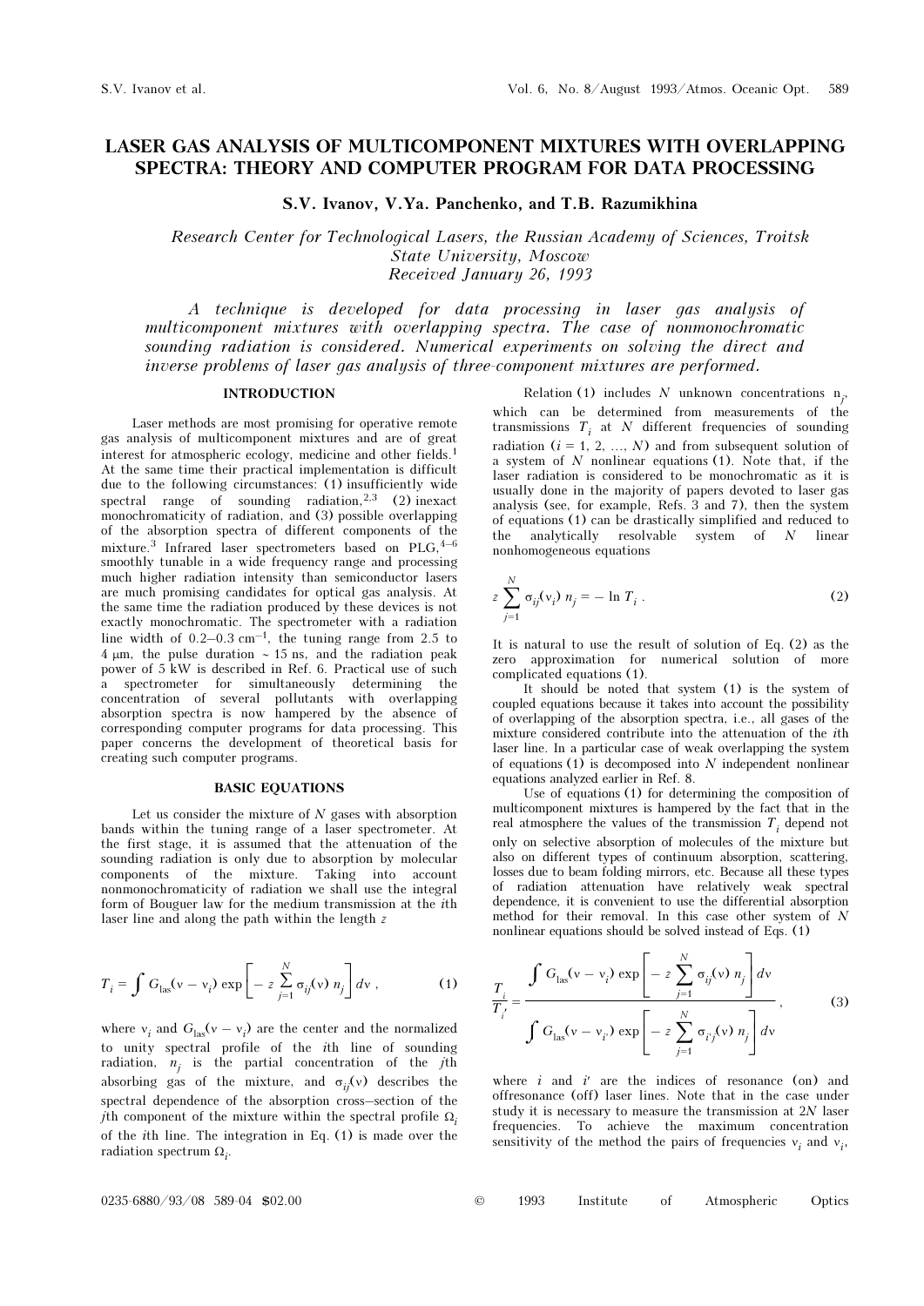# LASER GAS ANALYSIS OF MULTICOMPONENT MIXTURES WITH OVERLAPPING SPECTRA: THEORY AND COMPUTER PROGRAM FOR DATA PROCESSING

**S.V. Ivanov, V.Ya. Panchenko, and T.B. Razumikhina**

*Research Center for Technological Lasers, the Russian Academy of Sciences, Troitsk State University, Moscow*
*Received January 26, 1993*

*A technique is developed for data processing in laser gas analysis of multicomponent mixtures with overlapping spectra. The case of nonmonochromatic sounding radiation is considered. Numerical experiments on solving the direct and inverse problems of laser gas analysis of three-component mixtures are performed.*

## INTRODUCTION

Laser methods are most promising for operative remote gas analysis of multicomponent mixtures and are of great interest for atmospheric ecology, medicine and other fields.[1] At the same time their practical implementation is difficult due to the following circumstances: (1) insufficiently wide spectral range of sounding radiation,[2,3] (2) inexact monochromaticity of radiation, and (3) possible overlapping of the absorption spectra of different components of the mixture.[3] Infrared laser spectrometers based on PLG,[4–6] smoothly tunable in a wide frequency range and processing much higher radiation intensity than semiconductor lasers are much promising candidates for optical gas analysis. At the same time the radiation produced by these devices is not exactly monochromatic. The spectrometer with a radiation line width of 0.2–0.3 cm$^{-1}$, the tuning range from 2.5 to 4 μm, the pulse duration ~ 15 ns, and the radiation peak power of 5 kW is described in Ref. 6. Practical use of such a spectrometer for simultaneously determining the concentration of several pollutants with overlapping absorption spectra is now hampered by the absence of corresponding computer programs for data processing. This paper concerns the development of theoretical basis for creating such computer programs.

## BASIC EQUATIONS

Let us consider the mixture of $N$ gases with absorption bands within the tuning range of a laser spectrometer. At the first stage, it is assumed that the attenuation of the sounding radiation is only due to absorption by molecular components of the mixture. Taking into account nonmonochromaticity of radiation we shall use the integral form of Bouguer law for the medium transmission at the $i$th laser line and along the path within the length $z$

$$T_i = \int G_{\text{las}}(\nu - \nu_i) \exp\left[-z \sum_{j=1}^{N} \sigma_{ij}(\nu)\, n_j\right] d\nu\,, \tag{1}$$

where $\nu_i$ and $G_{\text{las}}(\nu - \nu_i)$ are the center and the normalized to unity spectral profile of the $i$th line of sounding radiation, $n_j$ is the partial concentration of the $j$th absorbing gas of the mixture, and $\sigma_{ij}(\nu)$ describes the spectral dependence of the absorption cross–section of the $j$th component of the mixture within the spectral profile $\Omega_i$ of the $i$th line. The integration in Eq. (1) is made over the radiation spectrum $\Omega_i$.

Relation (1) includes $N$ unknown concentrations $n_j$, which can be determined from measurements of the transmissions $T_i$ at $N$ different frequencies of sounding radiation ($i = 1, 2, \ldots, N$) and from subsequent solution of a system of $N$ nonlinear equations (1). Note that, if the laser radiation is considered to be monochromatic as it is usually done in the majority of papers devoted to laser gas analysis (see, for example, Refs. 3 and 7), then the system of equations (1) can be drastically simplified and reduced to the analytically resolvable system of $N$ linear nonhomogeneous equations

$$z \sum_{j=1}^{N} \sigma_{ij}(\nu_i)\, n_j = -\ln T_i\,. \tag{2}$$

It is natural to use the result of solution of Eq. (2) as the zero approximation for numerical solution of more complicated equations (1).

It should be noted that system (1) is the system of coupled equations because it takes into account the possibility of overlapping of the absorption spectra, i.e., all gases of the mixture considered contribute into the attenuation of the $i$th laser line. In a particular case of weak overlapping the system of equations (1) is decomposed into $N$ independent nonlinear equations analyzed earlier in Ref. 8.

Use of equations (1) for determining the composition of multicomponent mixtures is hampered by the fact that in the real atmosphere the values of the transmission $T_i$ depend not only on selective absorption of molecules of the mixture but also on different types of continuum absorption, scattering, losses due to beam folding mirrors, etc. Because all these types of radiation attenuation have relatively weak spectral dependence, it is convenient to use the differential absorption method for their removal. In this case other system of $N$ nonlinear equations should be solved instead of Eqs. (1)

$$\frac{T_i}{T_{i'}} = \frac{\displaystyle\int G_{\text{las}}(\nu - \nu_i) \exp\left[-z \sum_{j=1}^{N} \sigma_{ij}(\nu)\, n_j\right] d\nu}{\displaystyle\int G_{\text{las}}(\nu - \nu_{i'}) \exp\left[-z \sum_{j=1}^{N} \sigma_{i'j}(\nu)\, n_j\right] d\nu}\,, \tag{3}$$

where $i$ and $i'$ are the indices of resonance (on) and offresonance (off) laser lines. Note that in the case under study it is necessary to measure the transmission at $2N$ laser frequencies. To achieve the maximum concentration sensitivity of the method the pairs of frequencies $\nu_i$ and $\nu_{i'}$

0235-6880/93/08 589-04 $02.00 © 1993 Institute of Atmospheric Optics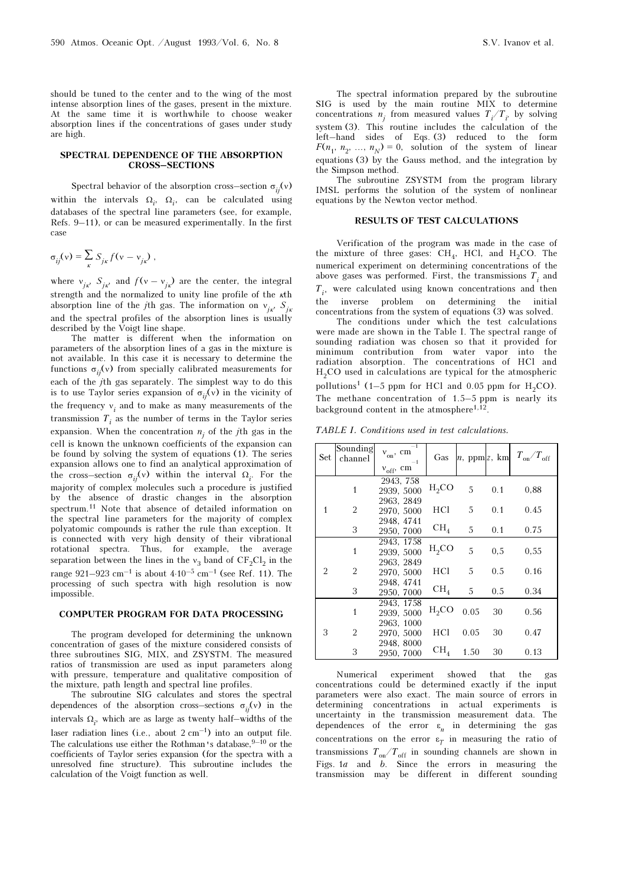should be tuned to the center and to the wing of the most intense absorption lines of the gases, present in the mixture. At the same time it is worthwhile to choose weaker absorption lines if the concentrations of gases under study are high.

## SPECTRAL DEPENDENCE OF THE ABSORPTION CROSS–SECTIONS

Spectral behavior of the absorption cross–section $\sigma_{ij}(\nu)$ within the intervals $\Omega_i$, $\Omega_{i'}$ can be calculated using databases of the spectral line parameters (see, for example, Refs. 9–11), or can be measured experimentally. In the first case

$$\sigma_{ij}(\nu) = \sum_{\kappa} S_{j\kappa} f(\nu - \nu_{j\kappa}) ,$$

where $\nu_{j\kappa}$, $S_{j\kappa}$, and $f(\nu - \nu_{j\kappa})$ are the center, the integral strength and the normalized to unity line profile of the $\kappa$th absorption line of the $j$th gas. The information on $\nu_{j\kappa}$, $S_{j\kappa}$ and the spectral profiles of the absorption lines is usually described by the Voigt line shape.

The matter is different when the information on parameters of the absorption lines of a gas in the mixture is not available. In this case it is necessary to determine the functions $\sigma_{ij}(\nu)$ from specially calibrated measurements for each of the $j$th gas separately. The simplest way to do this is to use Taylor series expansion of $\sigma_{ij}(\nu)$ in the vicinity of the frequency $\nu_i$ and to make as many measurements of the transmission $T_i$ as the number of terms in the Taylor series expansion. When the concentration $n_j$ of the $j$th gas in the cell is known the unknown coefficients of the expansion can be found by solving the system of equations (1). The series expansion allows one to find an analytical approximation of the cross–section $\sigma_{ij}(\nu)$ within the interval $\Omega_i$. For the majority of complex molecules such a procedure is justified by the absence of drastic changes in the absorption spectrum.[11] Note that absence of detailed information on the spectral line parameters for the majority of complex polyatomic compounds is rather the rule than exception. It is connected with very high density of their vibrational rotational spectra. Thus, for example, the average separation between the lines in the $\nu_3$ band of $CF_2Cl_2$ in the range 921–923 cm$^{-1}$ is about $4\cdot10^{-5}$ cm$^{-1}$ (see Ref. 11). The processing of such spectra with high resolution is now impossible.

## COMPUTER PROGRAM FOR DATA PROCESSING

The program developed for determining the unknown concentration of gases of the mixture considered consists of three subroutines SIG, MIX, and ZSYSTM. The measured ratios of transmission are used as input parameters along with pressure, temperature and qualitative composition of the mixture, path length and spectral line profiles.

The subroutine SIG calculates and stores the spectral dependences of the absorption cross–sections $\sigma_{ij}(\nu)$ in the intervals $\Omega_i$, which are as large as twenty half–widths of the laser radiation lines (i.e., about 2 cm$^{-1}$) into an output file. The calculations use either the Rothman's database,[9–10] or the coefficients of Taylor series expansion (for the spectra with a unresolved fine structure). This subroutine includes the calculation of the Voigt function as well.

The spectral information prepared by the subroutine SIG is used by the main routine MIX to determine concentrations $n_j$ from measured values $T_i/T_{i'}$ by solving system (3). This routine includes the calculation of the left–hand sides of Eqs. (3) reduced to the form $F(n_1, n_2, ..., n_N) = 0$, solution of the system of linear equations (3) by the Gauss method, and the integration by the Simpson method.

The subroutine ZSYSTM from the program library IMSL performs the solution of the system of nonlinear equations by the Newton vector method.

## RESULTS OF TEST CALCULATIONS

Verification of the program was made in the case of the mixture of three gases: $CH_4$, HCl, and $H_2CO$. The numerical experiment on determining concentrations of the above gases was performed. First, the transmissions $T_i$ and $T_{i'}$ were calculated using known concentrations and then the inverse problem on determining the initial concentrations from the system of equations (3) was solved.

The conditions under which the test calculations were made are shown in the Table I. The spectral range of sounding radiation was chosen so that it provided for minimum contribution from water vapor into the radiation absorption. The concentrations of HCl and $H_2CO$ used in calculations are typical for the atmospheric pollutions[1] (1–5 ppm for HCl and 0.05 ppm for $H_2CO$). The methane concentration of 1.5–5 ppm is nearly its background content in the atmosphere[1,12].

*TABLE I. Conditions used in test calculations.*

| Set | Sounding channel | $\nu_{on}$, cm$^{-1}$ / $\nu_{off}$, cm$^{-1}$ | Gas | $n$, ppm | $z$, km | $T_{on}/T_{off}$ |
|---|---|---|---|---|---|---|
| 1 | 1 | 2943, 758 / 2939, 5000 | $H_2CO$ | 5 | 0.1 | 0,88 |
| | 2 | 2963, 2849 / 2970, 5000 | HCl | 5 | 0.1 | 0.45 |
| | 3 | 2948, 4741 / 2950, 7000 | $CH_4$ | 5 | 0.1 | 0.75 |
| 2 | 1 | 2943, 1758 / 2939, 5000 | $H_2CO$ | 5 | 0,5 | 0,55 |
| | 2 | 2963, 2849 / 2970, 5000 | HCl | 5 | 0.5 | 0.16 |
| | 3 | 2948, 4741 / 2950, 7000 | $CH_4$ | 5 | 0.5 | 0.34 |
| 3 | 1 | 2943, 1758 / 2939, 5000 | $H_2CO$ | 0.05 | 30 | 0.56 |
| | 2 | 2963, 1000 / 2970, 5000 | HCl | 0.05 | 30 | 0.47 |
| | 3 | 2948, 8000 / 2950, 7000 | $CH_4$ | 1.50 | 30 | 0.13 |

Numerical experiment showed that the gas concentrations could be determined exactly if the input parameters were also exact. The main source of errors in determining concentrations in actual experiments is uncertainty in the transmission measurement data. The dependences of the error $\varepsilon_n$ in determining the gas concentrations on the error $\varepsilon_T$ in measuring the ratio of transmissions $T_{on}/T_{off}$ in sounding channels are shown in Figs. 1*a* and *b*. Since the errors in measuring the transmission may be different in different sounding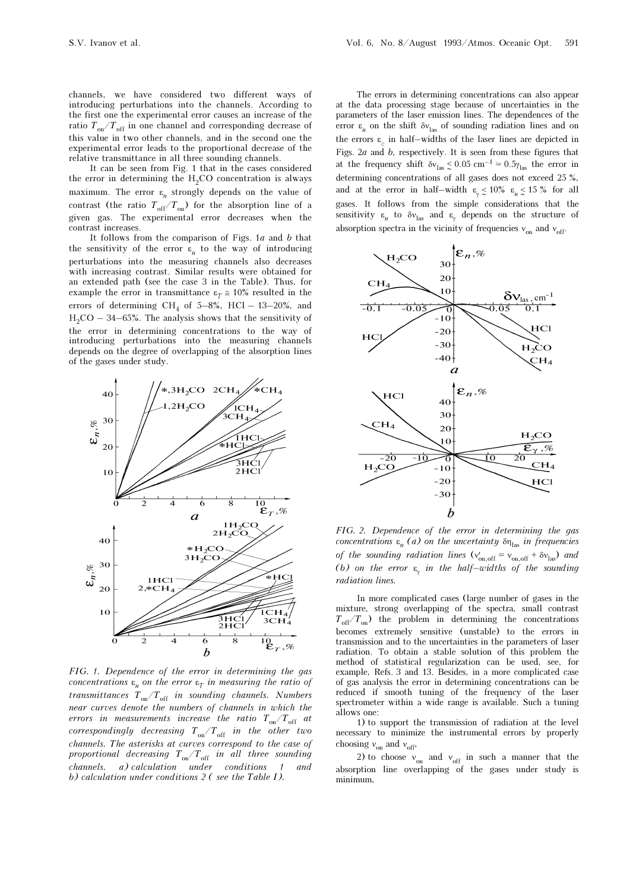channels, we have considered two different ways of introducing perturbations into the channels. According to the first one the experimental error causes an increase of the ratio $T_{on}/T_{off}$ in one channel and corresponding decrease of this value in two other channels, and in the second one the experimental error leads to the proportional decrease of the relative transmittance in all three sounding channels.

It can be seen from Fig. 1 that in the cases considered the error in determining the $H_2CO$ concentration is always maximum. The error $\varepsilon_n$ strongly depends on the value of contrast (the ratio $T_{off}/T_{on}$) for the absorption line of a given gas. The experimental error decreases when the contrast increases.

It follows from the comparison of Figs. 1*a* and *b* that the sensitivity of the error $\varepsilon_n$ to the way of introducing perturbations into the measuring channels also decreases with increasing contrast. Similar results were obtained for an extended path (see the case 3 in the Table). Thus, for example the error in transmittance $\varepsilon_T \cong 10\%$ resulted in the errors of determining $CH_4$ of 5–8%, HCl – 13–20%, and $H_2CO$ – 34–65%. The analysis shows that the sensitivity of the error in determining concentrations to the way of introducing perturbations into the measuring channels depends on the degree of overlapping of the absorption lines of the gases under study.

*FIG. 1. Dependence of the error in determining the gas concentrations $\varepsilon_n$ on the error $\varepsilon_T$ in measuring the ratio of transmittances $T_{on}/T_{off}$ in sounding channels. Numbers near curves denote the numbers of channels in which the errors in measurements increase the ratio $T_{on}/T_{off}$ at correspondingly decreasing $T_{on}/T_{off}$ in the other two channels. The asterisks at curves correspond to the case of proportional decreasing $T_{on}/T_{off}$ in all three sounding channels. a) calculation under conditions 1 and b) calculation under conditions 2 ( see the Table 1).*

The errors in determining concentrations can also appear at the data processing stage because of uncertainties in the parameters of the laser emission lines. The dependences of the error $\varepsilon_n$ on the shift $\delta\nu_{las}$ of sounding radiation lines and on the errors $\varepsilon_c$ in half–widths of the laser lines are depicted in Figs. 2*a* and *b*, respectively. It is seen from these figures that at the frequency shift $\delta\nu_{las} \lesssim 0.05\ \text{cm}^{-1} \simeq 0.5\gamma_{las}$ the error in determining concentrations of all gases does not exceed 25 %, and at the error in half–width $\varepsilon_\gamma \lesssim 10\%$ $\varepsilon_n \lesssim 15\ \%$ for all gases. It follows from the simple considerations that the sensitivity $\varepsilon_n$ to $\delta\nu_{las}$ and $\varepsilon_\gamma$ depends on the structure of absorption spectra in the vicinity of frequencies $\nu_{on}$ and $\nu_{off}$.

*FIG. 2. Dependence of the error in determining the gas concentrations $\varepsilon_n$ (a) on the uncertainty $\delta\eta_{las}$ in frequencies of the sounding radiation lines ($\nu'_{on,off} = \nu_{on,off} + \delta\nu_{las}$) and (b) on the error $\varepsilon_\gamma$ in the half–widths of the sounding radiation lines.*

In more complicated cases (large number of gases in the mixture, strong overlapping of the spectra, small contrast $T_{off}/T_{on}$) the problem in determining the concentrations becomes extremely sensitive (unstable) to the errors in transmission and to the uncertainties in the parameters of laser radiation. To obtain a stable solution of this problem the method of statistical regularization can be used, see, for example, Refs. 3 and 13. Besides, in a more complicated case of gas analysis the error in determining concentrations can be reduced if smooth tuning of the frequency of the laser spectrometer within a wide range is available. Such a tuning allows one:

1) to support the transmission of radiation at the level necessary to minimize the instrumental errors by properly choosing $\nu_{on}$ and $\nu_{off}$,

2) to choose $\nu_{on}$ and $\nu_{off}$ in such a manner that the absorption line overlapping of the gases under study is minimum,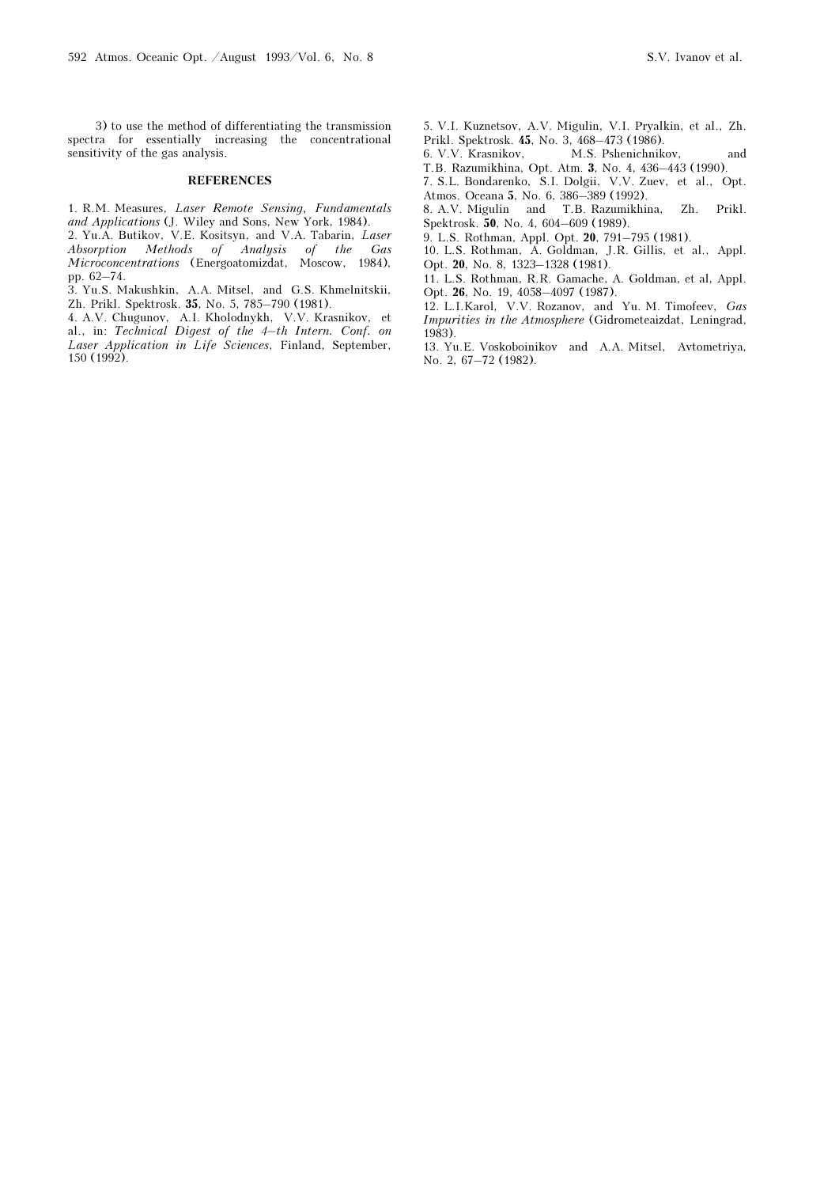3) to use the method of differentiating the transmission spectra for essentially increasing the concentrational sensitivity of the gas analysis.

## REFERENCES

1. R.M. Measures, *Laser Remote Sensing, Fundamentals and Applications* (J. Wiley and Sons, New York, 1984).
2. Yu.A. Butikov, V.E. Kositsyn, and V.A. Tabarin, *Laser Absorption Methods of Analysis of the Gas Microconcentrations* (Energoatomizdat, Moscow, 1984), pp. 62–74.
3. Yu.S. Makushkin, A.A. Mitsel, and G.S. Khmelnitskii, Zh. Prikl. Spektrosk. **35**, No. 5, 785–790 (1981).
4. A.V. Chugunov, A.I. Kholodnykh, V.V. Krasnikov, et al., in: *Technical Digest of the 4–th Intern. Conf. on Laser Application in Life Sciences*, Finland, September, 150 (1992).
5. V.I. Kuznetsov, A.V. Migulin, V.I. Pryalkin, et al., Zh. Prikl. Spektrosk. **45**, No. 3, 468–473 (1986).
6. V.V. Krasnikov, M.S. Pshenichnikov, and T.B. Razumikhina, Opt. Atm. **3**, No. 4, 436–443 (1990).
7. S.L. Bondarenko, S.I. Dolgii, V.V. Zuev, et al., Opt. Atmos. Oceana **5**, No. 6, 386–389 (1992).
8. A.V. Migulin and T.B. Razumikhina, Zh. Prikl. Spektrosk. **50**, No. 4, 604–609 (1989).
9. L.S. Rothman, Appl. Opt. **20**, 791–795 (1981).
10. L.S. Rothman, A. Goldman, J.R. Gillis, et al., Appl. Opt. **20**, No. 8, 1323–1328 (1981).
11. L.S. Rothman, R.R. Gamache, A. Goldman, et al, Appl. Opt. **26**, No. 19, 4058–4097 (1987).
12. L.I.Karol, V.V. Rozanov, and Yu. M. Timofeev, *Gas Impurities in the Atmosphere* (Gidrometeaizdat, Leningrad, 1983).
13. Yu.E. Voskoboinikov and A.A. Mitsel, Avtometriya, No. 2, 67–72 (1982).